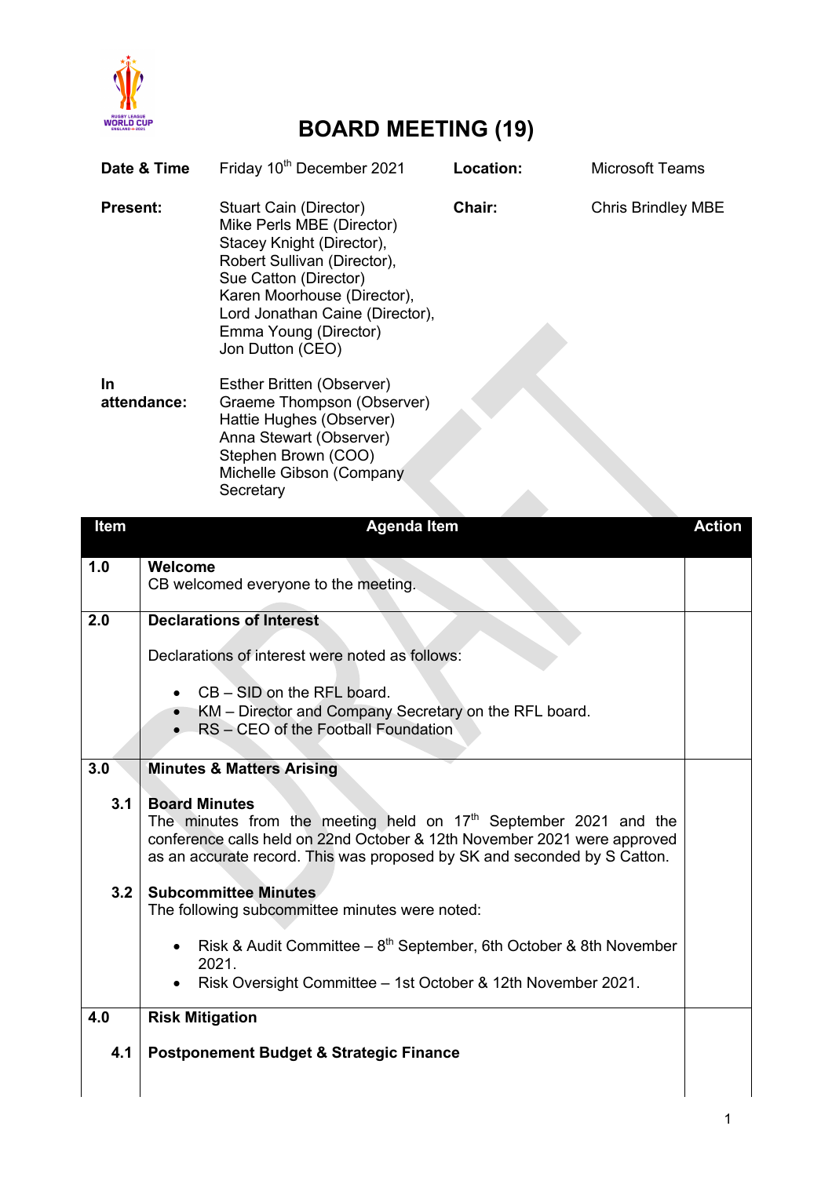# BOARD MEETING (19)

| | | | |
|---|---|---|---|
| **Date & Time** | Friday 10th December 2021 | **Location:** | Microsoft Teams |
| **Present:** | Stuart Cain (Director)<br>Mike Perls MBE (Director)<br>Stacey Knight (Director),<br>Robert Sullivan (Director),<br>Sue Catton (Director)<br>Karen Moorhouse (Director),<br>Lord Jonathan Caine (Director),<br>Emma Young (Director)<br>Jon Dutton (CEO) | **Chair:** | Chris Brindley MBE |
| **In attendance:** | Esther Britten (Observer)<br>Graeme Thompson (Observer)<br>Hattie Hughes (Observer)<br>Anna Stewart (Observer)<br>Stephen Brown (COO)<br>Michelle Gibson (Company Secretary | | |

| Item | Agenda Item | Action |
|---|---|---|
| **1.0** | **Welcome**<br>CB welcomed everyone to the meeting. | |
| **2.0** | **Declarations of Interest**<br><br>Declarations of interest were noted as follows:<br><br>• CB – SID on the RFL board.<br>• KM – Director and Company Secretary on the RFL board.<br>• RS – CEO of the Football Foundation | |
| **3.0** | **Minutes & Matters Arising** | |
| **3.1** | **Board Minutes**<br>The minutes from the meeting held on 17th September 2021 and the conference calls held on 22nd October & 12th November 2021 were approved as an accurate record. This was proposed by SK and seconded by S Catton. | |
| **3.2** | **Subcommittee Minutes**<br>The following subcommittee minutes were noted:<br><br>• Risk & Audit Committee – 8th September, 6th October & 8th November 2021.<br>• Risk Oversight Committee – 1st October & 12th November 2021. | |
| **4.0** | **Risk Mitigation** | |
| **4.1** | **Postponement Budget & Strategic Finance** | |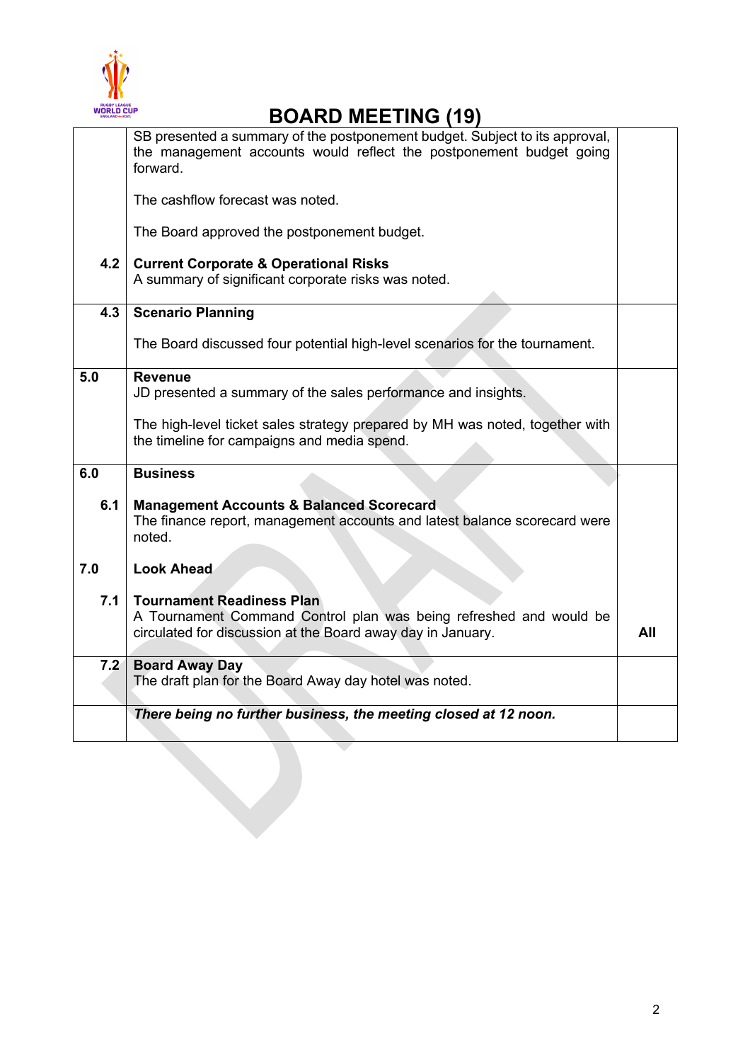# BOARD MEETING (19)

| | | |
|---|---|---|
| | SB presented a summary of the postponement budget. Subject to its approval, the management accounts would reflect the postponement budget going forward.<br><br>The cashflow forecast was noted.<br><br>The Board approved the postponement budget. | |
| 4.2 | **Current Corporate & Operational Risks**<br>A summary of significant corporate risks was noted. | |
| 4.3 | **Scenario Planning**<br><br>The Board discussed four potential high-level scenarios for the tournament. | |
| **5.0** | **Revenue**<br>JD presented a summary of the sales performance and insights.<br><br>The high-level ticket sales strategy prepared by MH was noted, together with the timeline for campaigns and media spend. | |
| **6.0** | **Business** | |
| 6.1 | **Management Accounts & Balanced Scorecard**<br>The finance report, management accounts and latest balance scorecard were noted. | |
| **7.0** | **Look Ahead** | |
| 7.1 | **Tournament Readiness Plan**<br>A Tournament Command Control plan was being refreshed and would be circulated for discussion at the Board away day in January. | **All** |
| 7.2 | **Board Away Day**<br>The draft plan for the Board Away day hotel was noted. | |
| | ***There being no further business, the meeting closed at 12 noon.*** | |